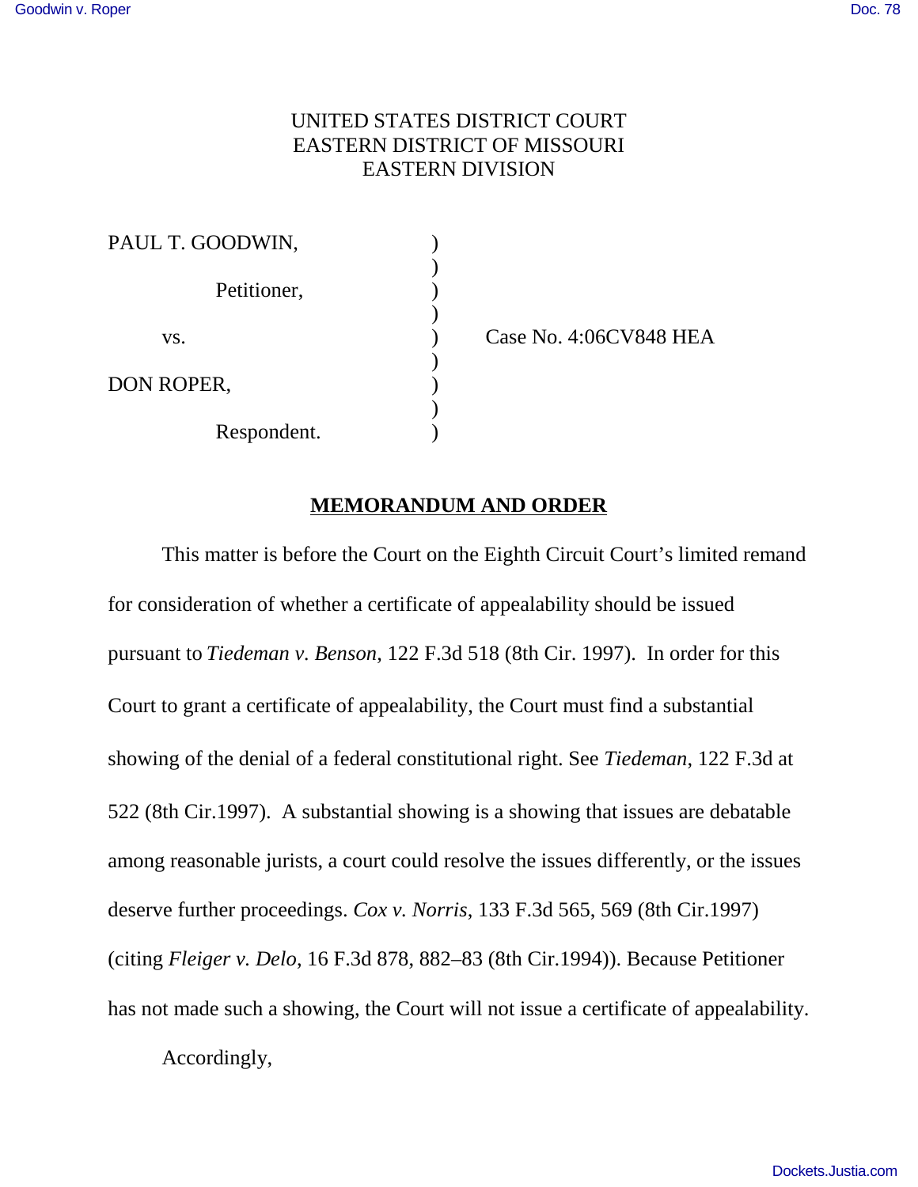UNITED STATES DISTRICT COURT
EASTERN DISTRICT OF MISSOURI
EASTERN DIVISION

| | | |
|---|---|---|
| PAUL T. GOODWIN, | ) | |
| | ) | |
| Petitioner, | ) | |
| | ) | |
| vs. | ) | Case No. 4:06CV848 HEA |
| | ) | |
| DON ROPER, | ) | |
| | ) | |
| Respondent. | ) | |

## MEMORANDUM AND ORDER

This matter is before the Court on the Eighth Circuit Court's limited remand for consideration of whether a certificate of appealability should be issued pursuant to *Tiedeman v. Benson*, 122 F.3d 518 (8th Cir. 1997). In order for this Court to grant a certificate of appealability, the Court must find a substantial showing of the denial of a federal constitutional right. See *Tiedeman*, 122 F.3d at 522 (8th Cir.1997). A substantial showing is a showing that issues are debatable among reasonable jurists, a court could resolve the issues differently, or the issues deserve further proceedings. *Cox v. Norris*, 133 F.3d 565, 569 (8th Cir.1997) (citing *Fleiger v. Delo*, 16 F.3d 878, 882–83 (8th Cir.1994)). Because Petitioner has not made such a showing, the Court will not issue a certificate of appealability.

Accordingly,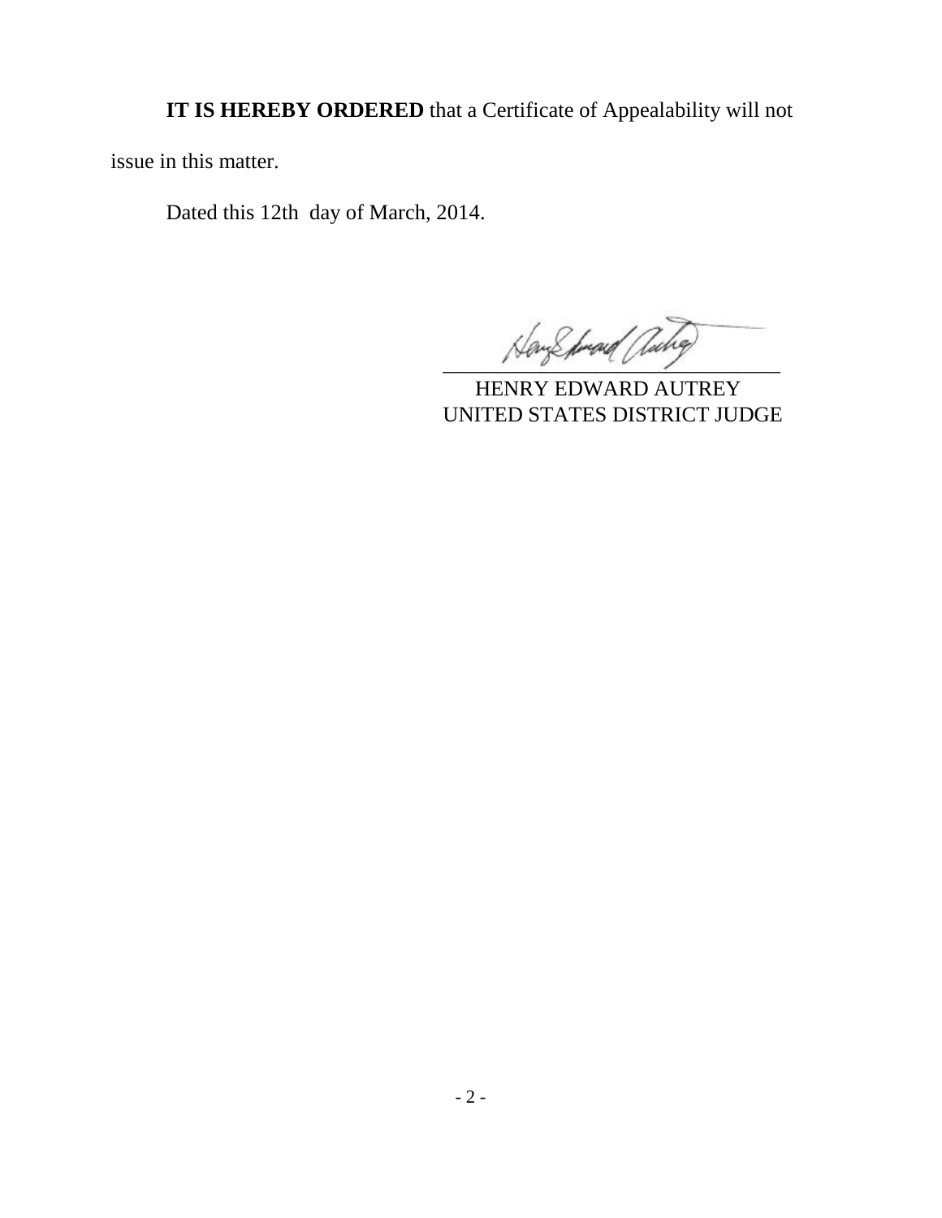**IT IS HEREBY ORDERED** that a Certificate of Appealability will not issue in this matter.

Dated this 12th day of March, 2014.

HENRY EDWARD AUTREY
UNITED STATES DISTRICT JUDGE